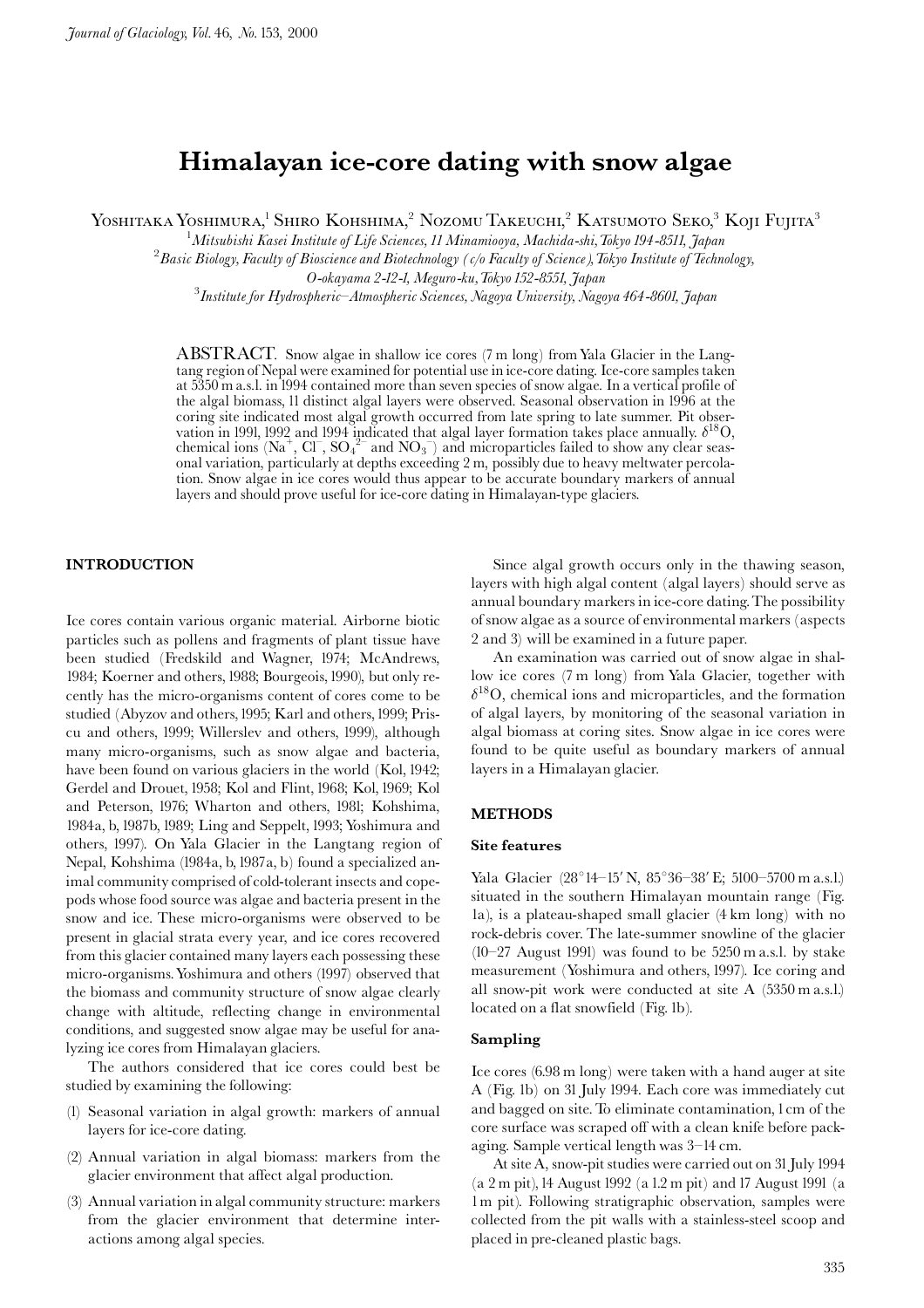# Himalayan ice-core dating with snow algae

Yoshitaka Yoshimura,[1] Shiro Kohshima,[2] Nozomu Takeuchi,[2] Katsumoto Seko,[3] Koji Fujita[3]

[1]*Mitsubishi Kasei Institute of Life Sciences, 11 Minamiooya, Machida-shi, Tokyo 194-8511, Japan*

[2]*Basic Biology, Faculty of Bioscience and Biotechnology (c/o Faculty of Science), Tokyo Institute of Technology, O-okayama 2-12-1, Meguro-ku, Tokyo 152-8551, Japan*

[3]*Institute for Hydrospheric–Atmospheric Sciences, Nagoya University, Nagoya 464-8601, Japan*

ABSTRACT. Snow algae in shallow ice cores (7 m long) from Yala Glacier in the Langtang region of Nepal were examined for potential use in ice-core dating. Ice-core samples taken at 5350 m a.s.l. in 1994 contained more than seven species of snow algae. In a vertical profile of the algal biomass, 11 distinct algal layers were observed. Seasonal observation in 1996 at the coring site indicated most algal growth occurred from late spring to late summer. Pit observation in 1991, 1992 and 1994 indicated that algal layer formation takes place annually. $\delta^{18}O$, chemical ions ($Na^+$, $Cl^-$, $SO_4^{2-}$ and $NO_3^-$) and microparticles failed to show any clear seasonal variation, particularly at depths exceeding 2 m, possibly due to heavy meltwater percolation. Snow algae in ice cores would thus appear to be accurate boundary markers of annual layers and should prove useful for ice-core dating in Himalayan-type glaciers.

## INTRODUCTION

Ice cores contain various organic material. Airborne biotic particles such as pollens and fragments of plant tissue have been studied (Fredskild and Wagner, 1974; McAndrews, 1984; Koerner and others, 1988; Bourgeois, 1990), but only recently has the micro-organisms content of cores come to be studied (Abyzov and others, 1995; Karl and others, 1999; Priscu and others, 1999; Willerslev and others, 1999), although many micro-organisms, such as snow algae and bacteria, have been found on various glaciers in the world (Kol, 1942; Gerdel and Drouet, 1958; Kol and Flint, 1968; Kol, 1969; Kol and Peterson, 1976; Wharton and others, 1981; Kohshima, 1984a, b, 1987b, 1989; Ling and Seppelt, 1993; Yoshimura and others, 1997). On Yala Glacier in the Langtang region of Nepal, Kohshima (1984a, b, 1987a, b) found a specialized animal community comprised of cold-tolerant insects and copepods whose food source was algae and bacteria present in the snow and ice. These micro-organisms were observed to be present in glacial strata every year, and ice cores recovered from this glacier contained many layers each possessing these micro-organisms. Yoshimura and others (1997) observed that the biomass and community structure of snow algae clearly change with altitude, reflecting change in environmental conditions, and suggested snow algae may be useful for analyzing ice cores from Himalayan glaciers.

The authors considered that ice cores could best be studied by examining the following:

(1) Seasonal variation in algal growth: markers of annual layers for ice-core dating.

(2) Annual variation in algal biomass: markers from the glacier environment that affect algal production.

(3) Annual variation in algal community structure: markers from the glacier environment that determine interactions among algal species.

Since algal growth occurs only in the thawing season, layers with high algal content (algal layers) should serve as annual boundary markers in ice-core dating. The possibility of snow algae as a source of environmental markers (aspects 2 and 3) will be examined in a future paper.

An examination was carried out of snow algae in shallow ice cores (7 m long) from Yala Glacier, together with $\delta^{18}O$, chemical ions and microparticles, and the formation of algal layers, by monitoring of the seasonal variation in algal biomass at coring sites. Snow algae in ice cores were found to be quite useful as boundary markers of annual layers in a Himalayan glacier.

## METHODS

### Site features

Yala Glacier (28°14–15′ N, 85°36–38′ E; 5100–5700 m a.s.l.) situated in the southern Himalayan mountain range (Fig. 1a), is a plateau-shaped small glacier (4 km long) with no rock-debris cover. The late-summer snowline of the glacier (10–27 August 1991) was found to be 5250 m a.s.l. by stake measurement (Yoshimura and others, 1997). Ice coring and all snow-pit work were conducted at site A (5350 m a.s.l.) located on a flat snowfield (Fig. 1b).

### Sampling

Ice cores (6.98 m long) were taken with a hand auger at site A (Fig. 1b) on 31 July 1994. Each core was immediately cut and bagged on site. To eliminate contamination, 1 cm of the core surface was scraped off with a clean knife before packaging. Sample vertical length was 3–14 cm.

At site A, snow-pit studies were carried out on 31 July 1994 (a 2 m pit), 14 August 1992 (a 1.2 m pit) and 17 August 1991 (a 1 m pit). Following stratigraphic observation, samples were collected from the pit walls with a stainless-steel scoop and placed in pre-cleaned plastic bags.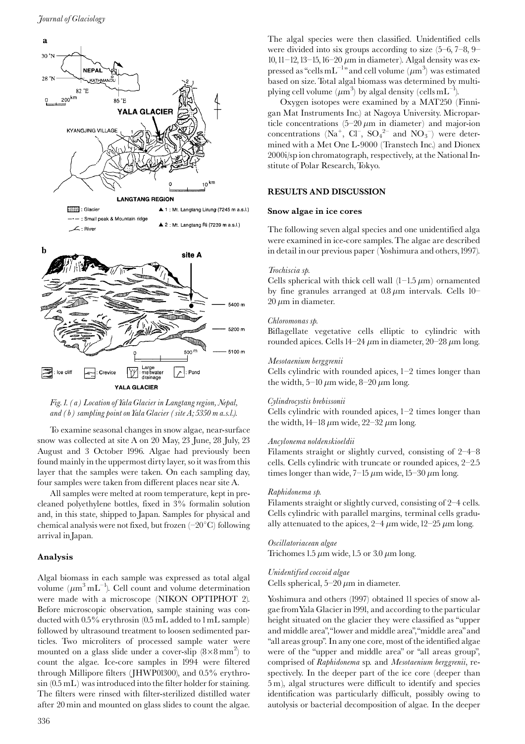*Fig. 1. (a) Location of Yala Glacier in Langtang region, Nepal, and (b) sampling point on Yala Glacier (site A; 5350 m a.s.l.).*

To examine seasonal changes in snow algae, near-surface snow was collected at site A on 20 May, 23 June, 28 July, 23 August and 3 October 1996. Algae had previously been found mainly in the uppermost dirty layer, so it was from this layer that the samples were taken. On each sampling day, four samples were taken from different places near site A.

All samples were melted at room temperature, kept in precleaned polyethylene bottles, fixed in 3% formalin solution and, in this state, shipped to Japan. Samples for physical and chemical analysis were not fixed, but frozen (−20°C) following arrival in Japan.

### Analysis

Algal biomass in each sample was expressed as total algal volume ($\mu m^3 mL^{-1}$). Cell count and volume determination were made with a microscope (NIKON OPTIPHOT 2). Before microscopic observation, sample staining was conducted with 0.5% erythrosin (0.5 mL added to 1 mL sample) followed by ultrasound treatment to loosen sedimented particles. Two microliters of processed sample water were mounted on a glass slide under a cover-slip ($8 \times 8$ mm$^2$) to count the algae. Ice-core samples in 1994 were filtered through Millipore filters (JHWP01300), and 0.5% erythrosin (0.5 mL) was introduced into the filter holder for staining. The filters were rinsed with filter-sterilized distilled water after 20 min and mounted on glass slides to count the algae.

The algal species were then classified. Unidentified cells were divided into six groups according to size (5–6, 7–8, 9–10, 11–12, 13–15, 16–20 $\mu$m in diameter). Algal density was expressed as "cells mL$^{-1}$" and cell volume ($\mu m^3$) was estimated based on size. Total algal biomass was determined by multiplying cell volume ($\mu m^3$) by algal density (cells mL$^{-1}$).

Oxygen isotopes were examined by a MAT250 (Finnigan Mat Instruments Inc.) at Nagoya University. Microparticle concentrations (5–20 $\mu$m in diameter) and major-ion concentrations ($Na^+$, $Cl^-$, $SO_4^{2-}$ and $NO_3^-$) were determined with a Met One L-9000 (Transtech Inc.) and Dionex 2000i/sp ion chromatograph, respectively, at the National Institute of Polar Research, Tokyo.

## RESULTS AND DISCUSSION

### Snow algae in ice cores

The following seven algal species and one unidentified alga were examined in ice-core samples. The algae are described in detail in our previous paper (Yoshimura and others, 1997).

*Trochiscia sp.*

Cells spherical with thick cell wall (1–1.5 $\mu$m) ornamented by fine granules arranged at 0.8 $\mu$m intervals. Cells 10–20 $\mu$m in diameter.

*Chloromonas sp.*

Biflagellate vegetative cells elliptic to cylindric with rounded apices. Cells 14–24 $\mu$m in diameter, 20–28 $\mu$m long.

*Mesotaenium berggrenii*

Cells cylindric with rounded apices, 1–2 times longer than the width, 5–10 $\mu$m wide, 8–20 $\mu$m long.

*Cylindrocystis brebissonii*

Cells cylindric with rounded apices, 1–2 times longer than the width, 14–18 $\mu$m wide, 22–32 $\mu$m long.

*Ancylonema noldenskioeldii*

Filaments straight or slightly curved, consisting of 2–4–8 cells. Cells cylindric with truncate or rounded apices, 2–2.5 times longer than wide, 7–15 $\mu$m wide, 15–30 $\mu$m long.

*Raphidonema sp.*

Filaments straight or slightly curved, consisting of 2–4 cells. Cells cylindric with parallel margins, terminal cells gradually attenuated to the apices, 2–4 $\mu$m wide, 12–25 $\mu$m long.

*Oscillatoriacean algae*

Trichomes 1.5 $\mu$m wide, 1.5 or 3.0 $\mu$m long.

*Unidentified coccoid algae*

Cells spherical, 5–20 $\mu$m in diameter.

Yoshimura and others (1997) obtained 11 species of snow algae from Yala Glacier in 1991, and according to the particular height situated on the glacier they were classified as "upper and middle area", "lower and middle area", "middle area" and "all areas group". In any one core, most of the identified algae were of the "upper and middle area" or "all areas group", comprised of *Raphidonema* sp. and *Mesotaenium berggrenii*, respectively. In the deeper part of the ice core (deeper than 5 m), algal structures were difficult to identify and species identification was particularly difficult, possibly owing to autolysis or bacterial decomposition of algae. In the deeper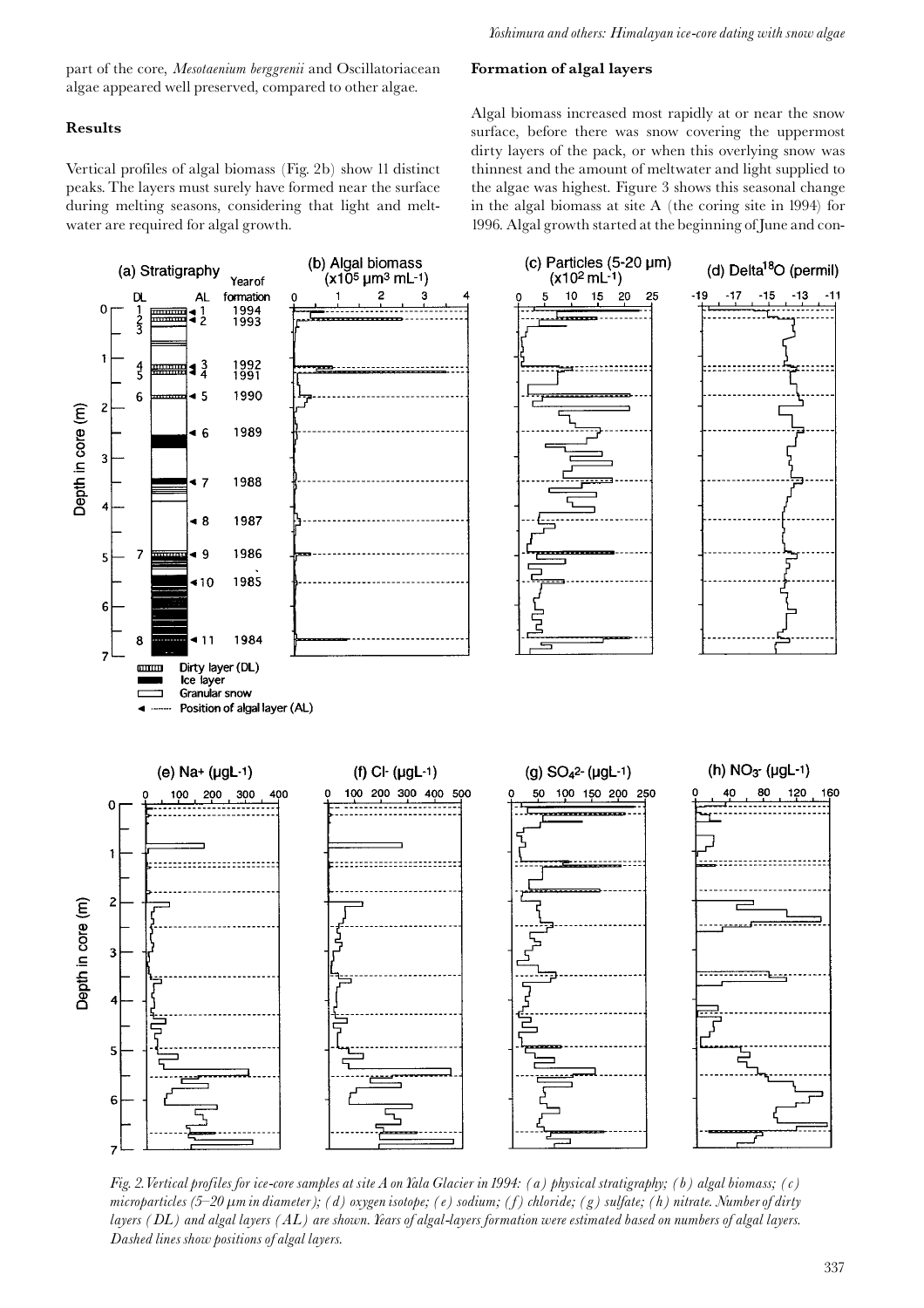part of the core, *Mesotaenium berggrenii* and Oscillatoriacean algae appeared well preserved, compared to other algae.

### Results

Vertical profiles of algal biomass (Fig. 2b) show 11 distinct peaks. The layers must surely have formed near the surface during melting seasons, considering that light and meltwater are required for algal growth.

### Formation of algal layers

Algal biomass increased most rapidly at or near the snow surface, before there was snow covering the uppermost dirty layers of the pack, or when this overlying snow was thinnest and the amount of meltwater and light supplied to the algae was highest. Figure 3 shows this seasonal change in the algal biomass at site A (the coring site in 1994) for 1996. Algal growth started at the beginning of June and con-

*Fig. 2. Vertical profiles for ice-core samples at site A on Yala Glacier in 1994: (a) physical stratigraphy; (b) algal biomass; (c) microparticles (5–20 μm in diameter); (d) oxygen isotope; (e) sodium; (f) chloride; (g) sulfate; (h) nitrate. Number of dirty layers (DL) and algal layers (AL) are shown. Years of algal-layers formation were estimated based on numbers of algal layers. Dashed lines show positions of algal layers.*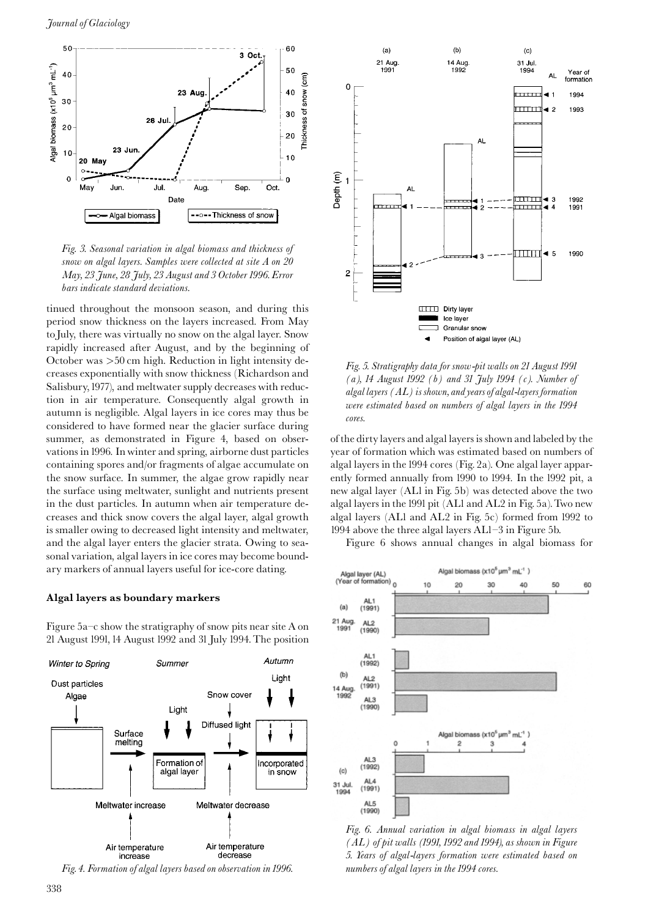*Fig. 3. Seasonal variation in algal biomass and thickness of snow on algal layers. Samples were collected at site A on 20 May, 23 June, 28 July, 23 August and 3 October 1996. Error bars indicate standard deviations.*

tinued throughout the monsoon season, and during this period snow thickness on the layers increased. From May to July, there was virtually no snow on the algal layer. Snow rapidly increased after August, and by the beginning of October was >50 cm high. Reduction in light intensity decreases exponentially with snow thickness (Richardson and Salisbury, 1977), and meltwater supply decreases with reduction in air temperature. Consequently algal growth in autumn is negligible. Algal layers in ice cores may thus be considered to have formed near the glacier surface during summer, as demonstrated in Figure 4, based on observations in 1996. In winter and spring, airborne dust particles containing spores and/or fragments of algae accumulate on the snow surface. In summer, the algae grow rapidly near the surface using meltwater, sunlight and nutrients present in the dust particles. In autumn when air temperature decreases and thick snow covers the algal layer, algal growth is smaller owing to decreased light intensity and meltwater, and the algal layer enters the glacier strata. Owing to seasonal variation, algal layers in ice cores may become boundary markers of annual layers useful for ice-core dating.

### Algal layers as boundary markers

Figure 5a–c show the stratigraphy of snow pits near site A on 21 August 1991, 14 August 1992 and 31 July 1994. The position of the dirty layers and algal layers is shown and labeled by the year of formation which was estimated based on numbers of algal layers in the 1994 cores (Fig. 2a). One algal layer apparently formed annually from 1990 to 1994. In the 1992 pit, a new algal layer (AL1 in Fig. 5b) was detected above the two algal layers in the 1991 pit (AL1 and AL2 in Fig. 5a). Two new algal layers (AL1 and AL2 in Fig. 5c) formed from 1992 to 1994 above the three algal layers AL1–3 in Figure 5b.

Figure 6 shows annual changes in algal biomass for

*Fig. 4. Formation of algal layers based on observation in 1996.*

*Fig. 5. Stratigraphy data for snow-pit walls on 21 August 1991 (a), 14 August 1992 (b) and 31 July 1994 (c). Number of algal layers (AL) is shown, and years of algal-layers formation were estimated based on numbers of algal layers in the 1994 cores.*

*Fig. 6. Annual variation in algal biomass in algal layers (AL) of pit walls (1991, 1992 and 1994), as shown in Figure 5. Years of algal-layers formation were estimated based on numbers of algal layers in the 1994 cores.*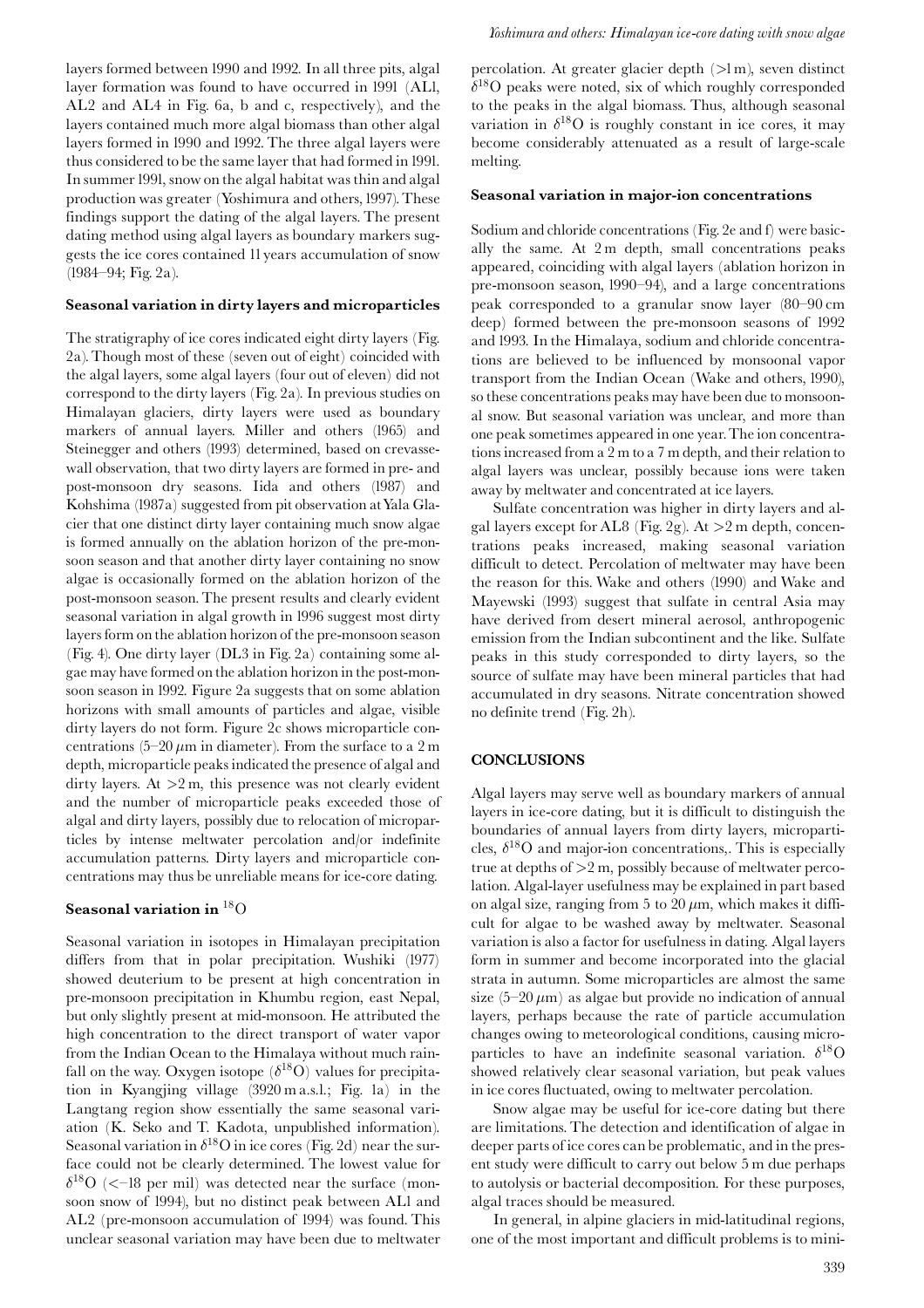layers formed between 1990 and 1992. In all three pits, algal layer formation was found to have occurred in 1991 (AL1, AL2 and AL4 in Fig. 6a, b and c, respectively), and the layers contained much more algal biomass than other algal layers formed in 1990 and 1992. The three algal layers were thus considered to be the same layer that had formed in 1991. In summer 1991, snow on the algal habitat was thin and algal production was greater (Yoshimura and others, 1997). These findings support the dating of the algal layers. The present dating method using algal layers as boundary markers suggests the ice cores contained 11 years accumulation of snow (1984–94; Fig. 2a).

### Seasonal variation in dirty layers and microparticles

The stratigraphy of ice cores indicated eight dirty layers (Fig. 2a). Though most of these (seven out of eight) coincided with the algal layers, some algal layers (four out of eleven) did not correspond to the dirty layers (Fig. 2a). In previous studies on Himalayan glaciers, dirty layers were used as boundary markers of annual layers. Miller and others (1965) and Steinegger and others (1993) determined, based on crevasse-wall observation, that two dirty layers are formed in pre- and post-monsoon dry seasons. Iida and others (1987) and Kohshima (1987a) suggested from pit observation at Yala Glacier that one distinct dirty layer containing much snow algae is formed annually on the ablation horizon of the pre-monsoon season and that another dirty layer containing no snow algae is occasionally formed on the ablation horizon of the post-monsoon season. The present results and clearly evident seasonal variation in algal growth in 1996 suggest most dirty layers form on the ablation horizon of the pre-monsoon season (Fig. 4). One dirty layer (DL3 in Fig. 2a) containing some algae may have formed on the ablation horizon in the post-monsoon season in 1992. Figure 2a suggests that on some ablation horizons with small amounts of particles and algae, visible dirty layers do not form. Figure 2c shows microparticle concentrations (5–20 $\mu$m in diameter). From the surface to a 2 m depth, microparticle peaks indicated the presence of algal and dirty layers. At >2 m, this presence was not clearly evident and the number of microparticle peaks exceeded those of algal and dirty layers, possibly due to relocation of microparticles by intense meltwater percolation and/or indefinite accumulation patterns. Dirty layers and microparticle concentrations may thus be unreliable means for ice-core dating.

### Seasonal variation in $^{18}$O

Seasonal variation in isotopes in Himalayan precipitation differs from that in polar precipitation. Wushiki (1977) showed deuterium to be present at high concentration in pre-monsoon precipitation in Khumbu region, east Nepal, but only slightly present at mid-monsoon. He attributed the high concentration to the direct transport of water vapor from the Indian Ocean to the Himalaya without much rainfall on the way. Oxygen isotope ($\delta^{18}$O) values for precipitation in Kyangjing village (3920 m a.s.l.; Fig. 1a) in the Langtang region show essentially the same seasonal variation (K. Seko and T. Kadota, unpublished information). Seasonal variation in $\delta^{18}$O in ice cores (Fig. 2d) near the surface could not be clearly determined. The lowest value for $\delta^{18}$O (<−18 per mil) was detected near the surface (monsoon snow of 1994), but no distinct peak between AL1 and AL2 (pre-monsoon accumulation of 1994) was found. This unclear seasonal variation may have been due to meltwater percolation. At greater glacier depth (>1 m), seven distinct $\delta^{18}$O peaks were noted, six of which roughly corresponded to the peaks in the algal biomass. Thus, although seasonal variation in $\delta^{18}$O is roughly constant in ice cores, it may become considerably attenuated as a result of large-scale melting.

### Seasonal variation in major-ion concentrations

Sodium and chloride concentrations (Fig. 2e and f) were basically the same. At 2 m depth, small concentrations peaks appeared, coinciding with algal layers (ablation horizon in pre-monsoon season, 1990–94), and a large concentrations peak corresponded to a granular snow layer (80–90 cm deep) formed between the pre-monsoon seasons of 1992 and 1993. In the Himalaya, sodium and chloride concentrations are believed to be influenced by monsoonal vapor transport from the Indian Ocean (Wake and others, 1990), so these concentrations peaks may have been due to monsoonal snow. But seasonal variation was unclear, and more than one peak sometimes appeared in one year. The ion concentrations increased from a 2 m to a 7 m depth, and their relation to algal layers was unclear, possibly because ions were taken away by meltwater and concentrated at ice layers.

Sulfate concentration was higher in dirty layers and algal layers except for AL8 (Fig. 2g). At >2 m depth, concentrations peaks increased, making seasonal variation difficult to detect. Percolation of meltwater may have been the reason for this. Wake and others (1990) and Wake and Mayewski (1993) suggest that sulfate in central Asia may have derived from desert mineral aerosol, anthropogenic emission from the Indian subcontinent and the like. Sulfate peaks in this study corresponded to dirty layers, so the source of sulfate may have been mineral particles that had accumulated in dry seasons. Nitrate concentration showed no definite trend (Fig. 2h).

## CONCLUSIONS

Algal layers may serve well as boundary markers of annual layers in ice-core dating, but it is difficult to distinguish the boundaries of annual layers from dirty layers, microparticles, $\delta^{18}$O and major-ion concentrations,. This is especially true at depths of >2 m, possibly because of meltwater percolation. Algal-layer usefulness may be explained in part based on algal size, ranging from 5 to 20 $\mu$m, which makes it difficult for algae to be washed away by meltwater. Seasonal variation is also a factor for usefulness in dating. Algal layers form in summer and become incorporated into the glacial strata in autumn. Some microparticles are almost the same size (5–20 $\mu$m) as algae but provide no indication of annual layers, perhaps because the rate of particle accumulation changes owing to meteorological conditions, causing microparticles to have an indefinite seasonal variation. $\delta^{18}$O showed relatively clear seasonal variation, but peak values in ice cores fluctuated, owing to meltwater percolation.

Snow algae may be useful for ice-core dating but there are limitations. The detection and identification of algae in deeper parts of ice cores can be problematic, and in the present study were difficult to carry out below 5 m due perhaps to autolysis or bacterial decomposition. For these purposes, algal traces should be measured.

In general, in alpine glaciers in mid-latitudinal regions, one of the most important and difficult problems is to mini-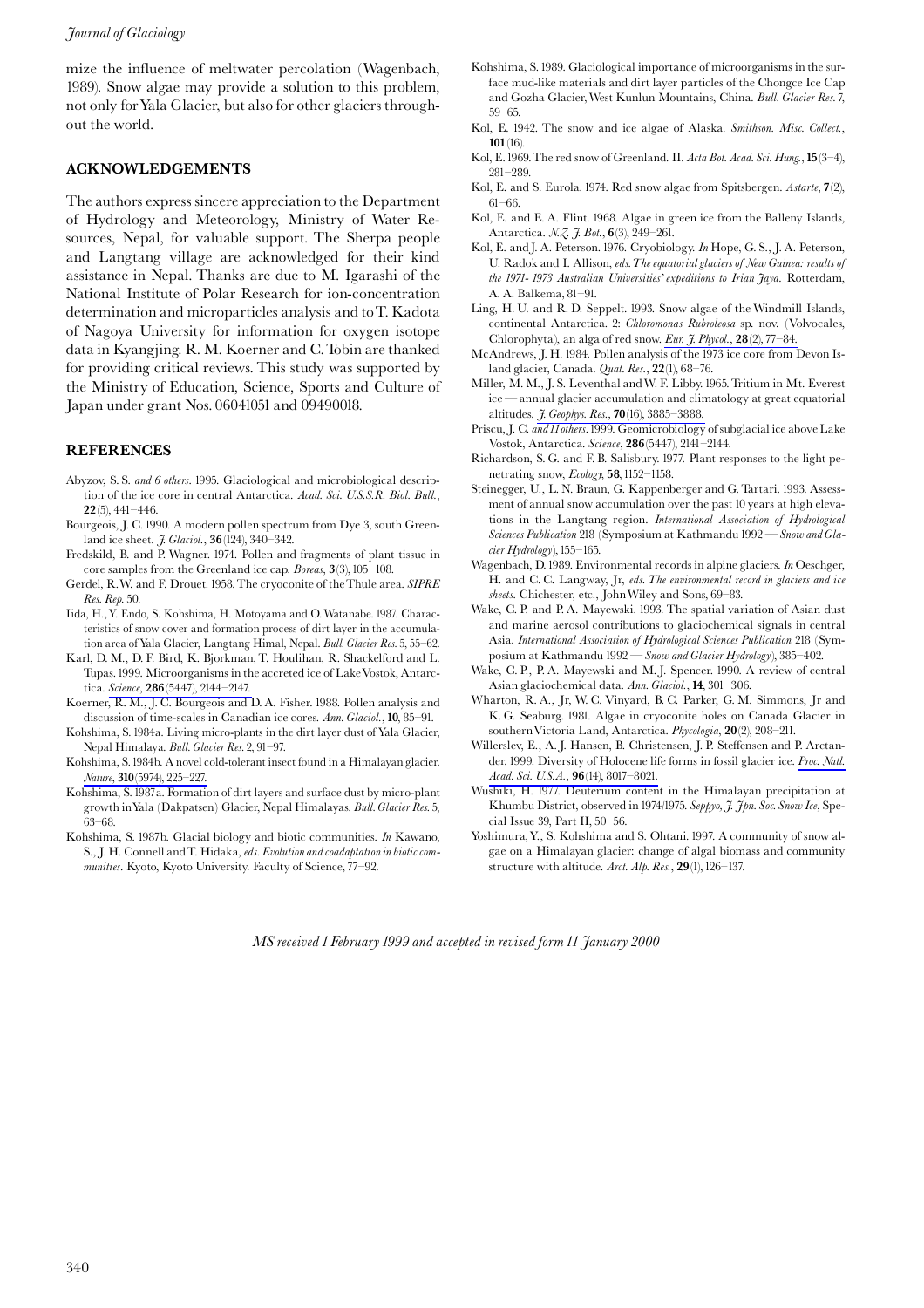mize the influence of meltwater percolation (Wagenbach, 1989). Snow algae may provide a solution to this problem, not only for Yala Glacier, but also for other glaciers throughout the world.

## ACKNOWLEDGEMENTS

The authors express sincere appreciation to the Department of Hydrology and Meteorology, Ministry of Water Resources, Nepal, for valuable support. The Sherpa people and Langtang village are acknowledged for their kind assistance in Nepal. Thanks are due to M. Igarashi of the National Institute of Polar Research for ion-concentration determination and microparticles analysis and to T. Kadota of Nagoya University for information for oxygen isotope data in Kyangjing. R. M. Koerner and C. Tobin are thanked for providing critical reviews. This study was supported by the Ministry of Education, Science, Sports and Culture of Japan under grant Nos. 06041051 and 09490018.

## REFERENCES

Abyzov, S. S. *and 6 others*. 1995. Glaciological and microbiological description of the ice core in central Antarctica. *Acad. Sci. U.S.S.R. Biol. Bull.*, **22**(5), 441–446.

Bourgeois, J. C. 1990. A modern pollen spectrum from Dye 3, south Greenland ice sheet. *J. Glaciol.*, **36**(124), 340–342.

Fredskild, B. and P. Wagner. 1974. Pollen and fragments of plant tissue in core samples from the Greenland ice cap. *Boreas*, **3**(3), 105–108.

Gerdel, R. W. and F. Drouet. 1958. The cryoconite of the Thule area. *SIPRE Res. Rep.* 50.

Iida, H., Y. Endo, S. Kohshima, H. Motoyama and O. Watanabe. 1987. Characteristics of snow cover and formation process of dirt layer in the accumulation area of Yala Glacier, Langtang Himal, Nepal. *Bull. Glacier Res.* 5, 55–62.

Karl, D. M., D. F. Bird, K. Bjorkman, T. Houlihan, R. Shackelford and L. Tupas. 1999. Microorganisms in the accreted ice of Lake Vostok, Antarctica. *Science*, **286**(5447), 2144–2147.

Koerner, R. M., J. C. Bourgeois and D. A. Fisher. 1988. Pollen analysis and discussion of time-scales in Canadian ice cores. *Ann. Glaciol.*, **10**, 85–91.

Kohshima, S. 1984a. Living micro-plants in the dirt layer dust of Yala Glacier, Nepal Himalaya. *Bull. Glacier Res.* 2, 91–97.

Kohshima, S. 1984b. A novel cold-tolerant insect found in a Himalayan glacier. *Nature*, **310**(5974), 225–227.

Kohshima, S. 1987a. Formation of dirt layers and surface dust by micro-plant growth in Yala (Dakpatsen) Glacier, Nepal Himalayas. *Bull. Glacier Res.* 5, 63–68.

Kohshima, S. 1987b. Glacial biology and biotic communities. *In* Kawano, S., J. H. Connell and T. Hidaka, *eds. Evolution and coadaptation in biotic communities*. Kyoto, Kyoto University. Faculty of Science, 77–92.

Kohshima, S. 1989. Glaciological importance of microorganisms in the surface mud-like materials and dirt layer particles of the Chongce Ice Cap and Gozha Glacier, West Kunlun Mountains, China. *Bull. Glacier Res.* 7, 59–65.

Kol, E. 1942. The snow and ice algae of Alaska. *Smithson. Misc. Collect.*, **101**(16).

Kol, E. 1969. The red snow of Greenland. II. *Acta Bot. Acad. Sci. Hung.*, **15**(3–4), 281–289.

Kol, E. and S. Eurola. 1974. Red snow algae from Spitsbergen. *Astarte*, **7**(2), 61–66.

Kol, E. and E. A. Flint. 1968. Algae in green ice from the Balleny Islands, Antarctica. *N.Z. J. Bot.*, **6**(3), 249–261.

Kol, E. and J. A. Peterson. 1976. Cryobiology. *In* Hope, G. S., J. A. Peterson, U. Radok and I. Allison, *eds. The equatorial glaciers of New Guinea: results of the 1971- 1973 Australian Universities' expeditions to Irian Jaya*. Rotterdam, A. A. Balkema, 81–91.

Ling, H. U. and R. D. Seppelt. 1993. Snow algae of the Windmill Islands, continental Antarctica. 2: *Chloromonas Rubroleosa* sp. nov. (Volvocales, Chlorophyta), an alga of red snow. *Eur. J. Phycol.*, **28**(2), 77–84.

McAndrews, J. H. 1984. Pollen analysis of the 1973 ice core from Devon Island glacier, Canada. *Quat. Res.*, **22**(1), 68–76.

Miller, M. M., J. S. Leventhal and W. F. Libby. 1965. Tritium in Mt. Everest ice — annual glacier accumulation and climatology at great equatorial altitudes. *J. Geophys. Res.*, **70**(16), 3885–3888.

Priscu, J. C. *and 11 others*. 1999. Geomicrobiology of subglacial ice above Lake Vostok, Antarctica. *Science*, **286**(5447), 2141–2144.

Richardson, S. G. and F. B. Salisbury. 1977. Plant responses to the light penetrating snow, *Ecology*, **58**, 1152–1158.

Steinegger, U., L. N. Braun, G. Kappenberger and G. Tartari. 1993. Assessment of annual snow accumulation over the past 10 years at high elevations in the Langtang region. *International Association of Hydrological Sciences Publication* 218 (Symposium at Kathmandu 1992 — *Snow and Glacier Hydrology*), 155–165.

Wagenbach, D. 1989. Environmental records in alpine glaciers. *In* Oeschger, H. and C. C. Langway, Jr, *eds. The environmental record in glaciers and ice sheets*. Chichester, etc., John Wiley and Sons, 69–83.

Wake, C. P. and P. A. Mayewski. 1993. The spatial variation of Asian dust and marine aerosol contributions to glaciochemical signals in central Asia. *International Association of Hydrological Sciences Publication* 218 (Symposium at Kathmandu 1992 — *Snow and Glacier Hydrology*), 385–402.

Wake, C. P., P. A. Mayewski and M. J. Spencer. 1990. A review of central Asian glaciochemical data. *Ann. Glaciol.*, **14**, 301–306.

Wharton, R. A., Jr, W. C. Vinyard, B. C. Parker, G. M. Simmons, Jr and K. G. Seaburg. 1981. Algae in cryoconite holes on Canada Glacier in southern Victoria Land, Antarctica. *Phycologia*, **20**(2), 208–211.

Willerslev, E., A. J. Hansen, B. Christensen, J. P. Steffensen and P. Arctander. 1999. Diversity of Holocene life forms in fossil glacier ice. *Proc. Natl. Acad. Sci. U.S.A.*, **96**(14), 8017–8021.

Wushiki, H. 1977. Deuterium content in the Himalayan precipitation at Khumbu District, observed in 1974/1975. *Seppyo, J. Jpn. Soc. Snow Ice*, Special Issue 39, Part II, 50–56.

Yoshimura, Y., S. Kohshima and S. Ohtani. 1997. A community of snow algae on a Himalayan glacier: change of algal biomass and community structure with altitude. *Arct. Alp. Res.*, **29**(1), 126–137.

*MS received 1 February 1999 and accepted in revised form 11 January 2000*